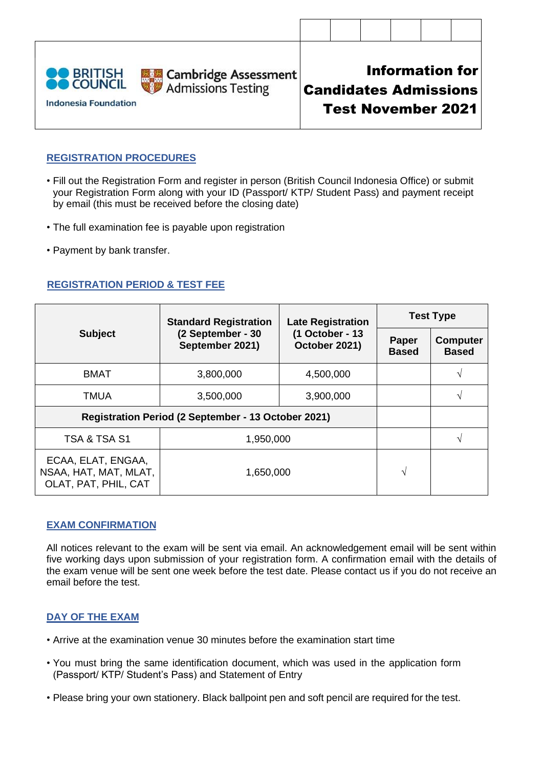BRITISH COUNCIL

Indonesia Foundation

Cambridge Assessment Admissions Testing

# Information for Candidates Admissions Test November 2021

## REGISTRATION PROCEDURES

- Fill out the Registration Form and register in person (British Council Indonesia Office) or submit your Registration Form along with your ID (Passport/ KTP/ Student Pass) and payment receipt by email (this must be received before the closing date)
- The full examination fee is payable upon registration
- Payment by bank transfer.

## REGISTRATION PERIOD & TEST FEE

| Subject | Standard Registration (2 September - 30 September 2021) | Late Registration (1 October - 13 October 2021) | Test Type | |
|---|---|---|---|---|
| | | | Paper Based | Computer Based |
| BMAT | 3,800,000 | 4,500,000 | | √ |
| TMUA | 3,500,000 | 3,900,000 | | √ |
| **Registration Period (2 September - 13 October 2021)** | | | | |
| TSA & TSA S1 | 1,950,000 | | | √ |
| ECAA, ELAT, ENGAA, NSAA, HAT, MAT, MLAT, OLAT, PAT, PHIL, CAT | 1,650,000 | | √ | |

## EXAM CONFIRMATION

All notices relevant to the exam will be sent via email. An acknowledgement email will be sent within five working days upon submission of your registration form. A confirmation email with the details of the exam venue will be sent one week before the test date. Please contact us if you do not receive an email before the test.

## DAY OF THE EXAM

- Arrive at the examination venue 30 minutes before the examination start time
- You must bring the same identification document, which was used in the application form (Passport/ KTP/ Student's Pass) and Statement of Entry
- Please bring your own stationery. Black ballpoint pen and soft pencil are required for the test.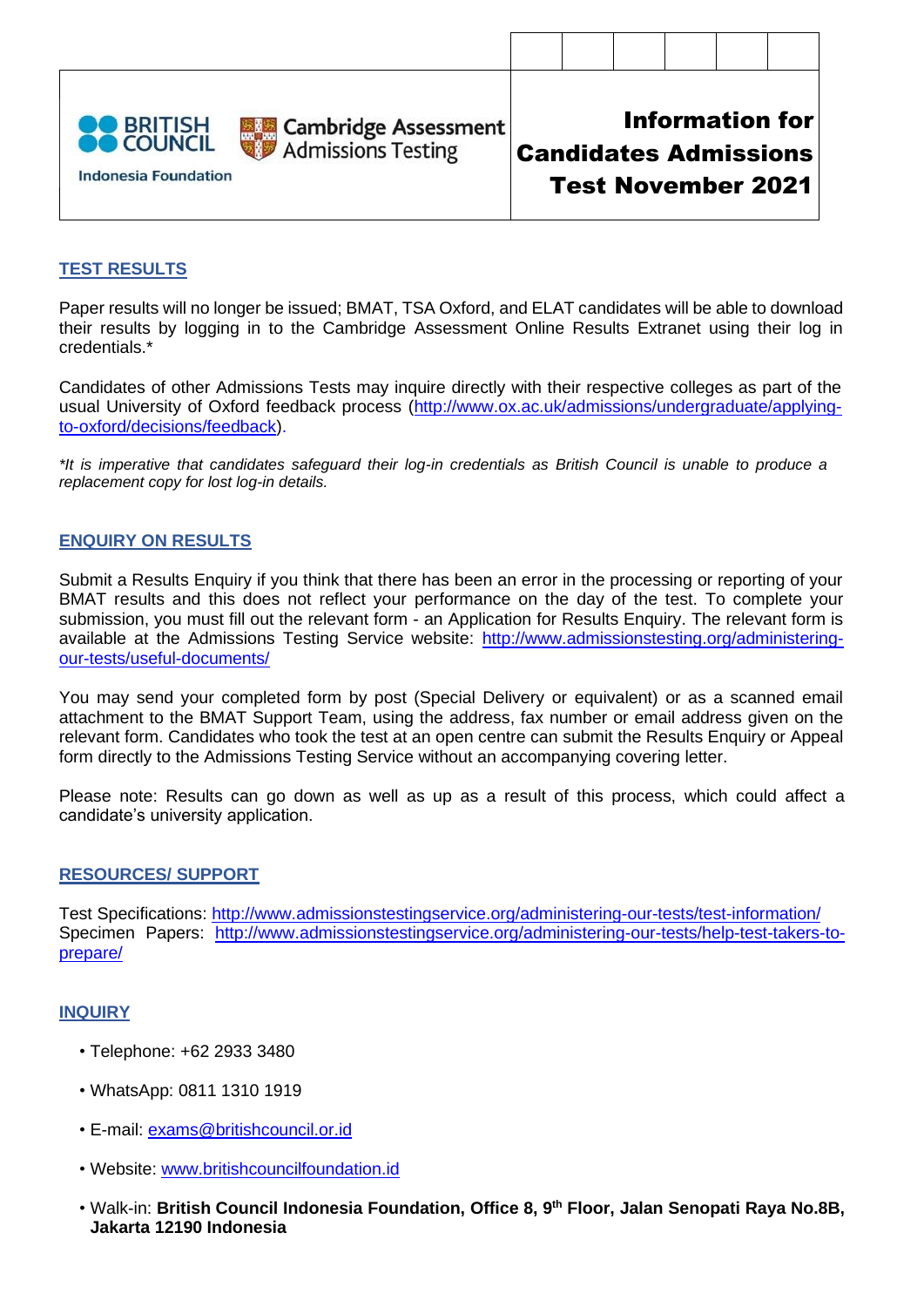| | |
|---|---|
| BRITISH COUNCIL Indonesia Foundation / Cambridge Assessment Admissions Testing | **Information for Candidates Admissions Test November 2021** |

## TEST RESULTS

Paper results will no longer be issued; BMAT, TSA Oxford, and ELAT candidates will be able to download their results by logging in to the Cambridge Assessment Online Results Extranet using their log in credentials.*

Candidates of other Admissions Tests may inquire directly with their respective colleges as part of the usual University of Oxford feedback process (http://www.ox.ac.uk/admissions/undergraduate/applying-to-oxford/decisions/feedback).

*\*It is imperative that candidates safeguard their log-in credentials as British Council is unable to produce a replacement copy for lost log-in details.*

## ENQUIRY ON RESULTS

Submit a Results Enquiry if you think that there has been an error in the processing or reporting of your BMAT results and this does not reflect your performance on the day of the test. To complete your submission, you must fill out the relevant form - an Application for Results Enquiry. The relevant form is available at the Admissions Testing Service website: http://www.admissionstesting.org/administering-our-tests/useful-documents/

You may send your completed form by post (Special Delivery or equivalent) or as a scanned email attachment to the BMAT Support Team, using the address, fax number or email address given on the relevant form. Candidates who took the test at an open centre can submit the Results Enquiry or Appeal form directly to the Admissions Testing Service without an accompanying covering letter.

Please note: Results can go down as well as up as a result of this process, which could affect a candidate's university application.

## RESOURCES/ SUPPORT

Test Specifications: http://www.admissionstestingservice.org/administering-our-tests/test-information/
Specimen Papers: http://www.admissionstestingservice.org/administering-our-tests/help-test-takers-to-prepare/

## INQUIRY

- Telephone: +62 2933 3480
- WhatsApp: 0811 1310 1919
- E-mail: exams@britishcouncil.or.id
- Website: www.britishcouncilfoundation.id
- Walk-in: **British Council Indonesia Foundation, Office 8, 9th Floor, Jalan Senopati Raya No.8B, Jakarta 12190 Indonesia**